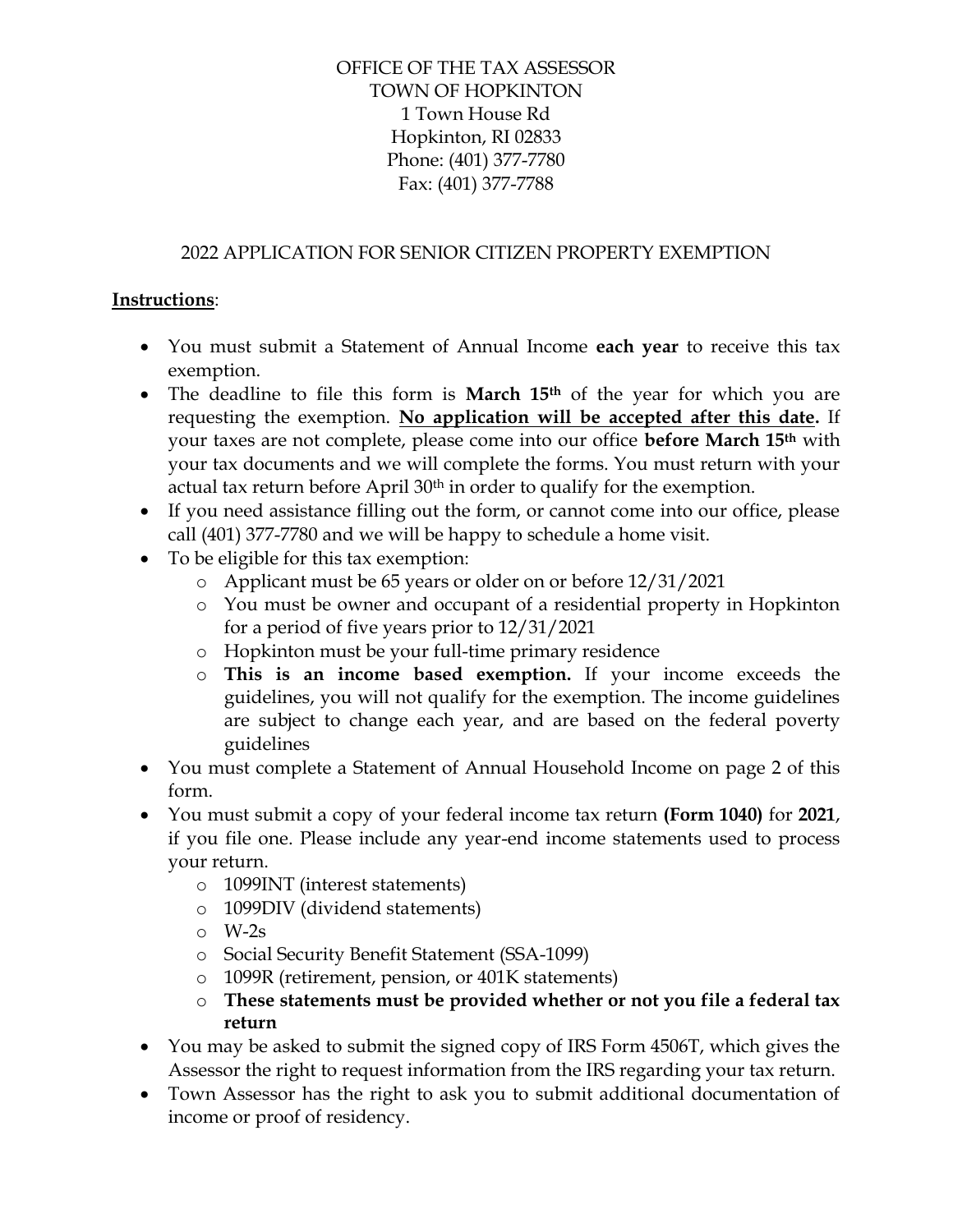OFFICE OF THE TAX ASSESSOR
TOWN OF HOPKINTON
1 Town House Rd
Hopkinton, RI 02833
Phone: (401) 377-7780
Fax: (401) 377-7788

## 2022 APPLICATION FOR SENIOR CITIZEN PROPERTY EXEMPTION

**<u>Instructions</u>**:

- You must submit a Statement of Annual Income **each year** to receive this tax exemption.
- The deadline to file this form is **March 15th** of the year for which you are requesting the exemption. **<u>No application will be accepted after this date</u>.** If your taxes are not complete, please come into our office **before March 15th** with your tax documents and we will complete the forms. You must return with your actual tax return before April 30th in order to qualify for the exemption.
- If you need assistance filling out the form, or cannot come into our office, please call (401) 377-7780 and we will be happy to schedule a home visit.
- To be eligible for this tax exemption:
  - Applicant must be 65 years or older on or before 12/31/2021
  - You must be owner and occupant of a residential property in Hopkinton for a period of five years prior to 12/31/2021
  - Hopkinton must be your full-time primary residence
  - **This is an income based exemption.** If your income exceeds the guidelines, you will not qualify for the exemption. The income guidelines are subject to change each year, and are based on the federal poverty guidelines
- You must complete a Statement of Annual Household Income on page 2 of this form.
- You must submit a copy of your federal income tax return **(Form 1040)** for **2021**, if you file one. Please include any year-end income statements used to process your return.
  - 1099INT (interest statements)
  - 1099DIV (dividend statements)
  - W-2s
  - Social Security Benefit Statement (SSA-1099)
  - 1099R (retirement, pension, or 401K statements)
  - **These statements must be provided whether or not you file a federal tax return**
- You may be asked to submit the signed copy of IRS Form 4506T, which gives the Assessor the right to request information from the IRS regarding your tax return.
- Town Assessor has the right to ask you to submit additional documentation of income or proof of residency.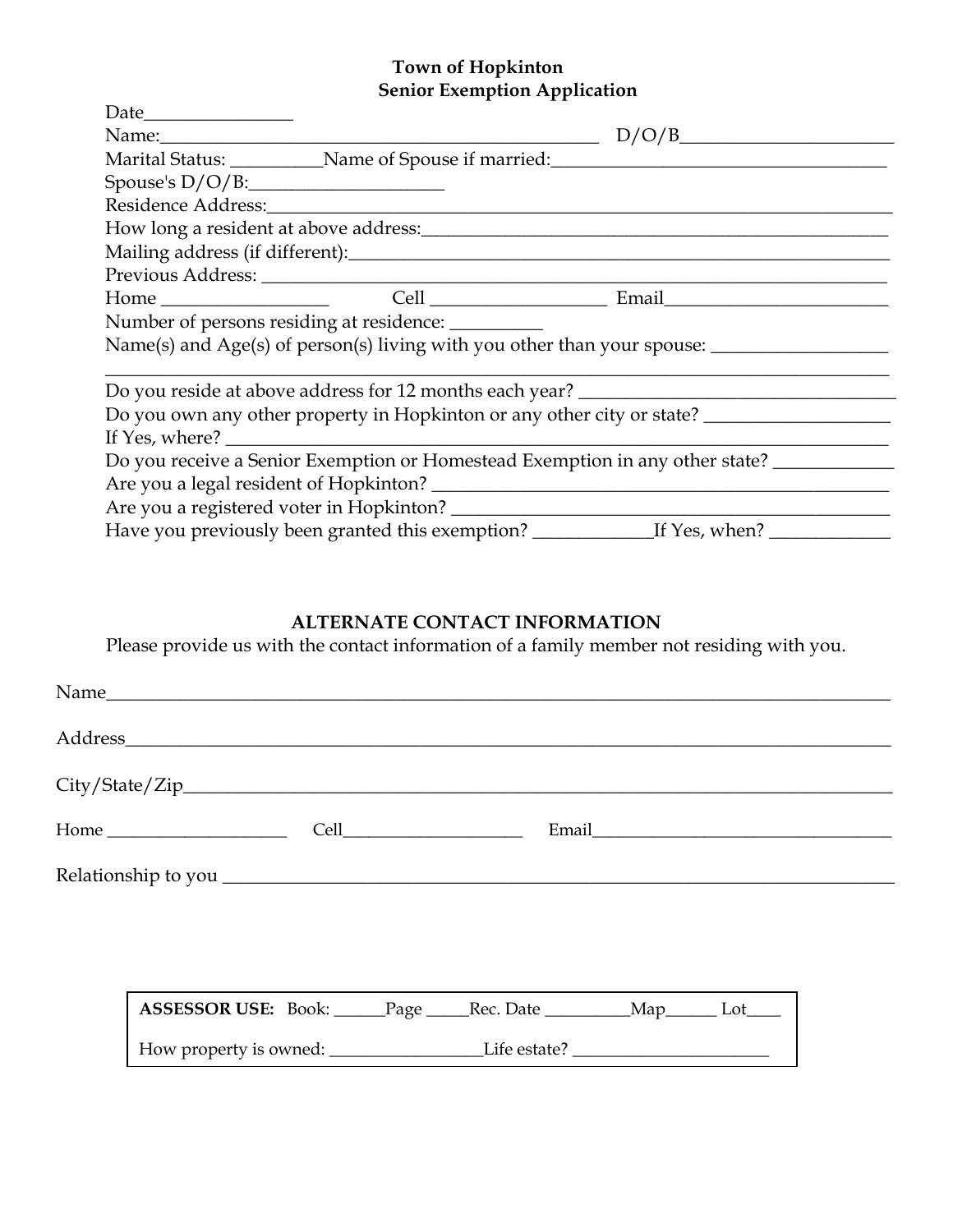# Town of Hopkinton
## Senior Exemption Application

Date_______________

Name:_____________________________________________ D/O/B______________________

Marital Status: _________Name of Spouse if married:___________________________________

Spouse's D/O/B:___________________

Residence Address:______________________________________________________________

How long a resident at above address:_______________________________________________

Mailing address (if different):_______________________________________________________

Previous Address: ______________________________________________________________

Home _________________ Cell __________________ Email_______________________

Number of persons residing at residence: _________

Name(s) and Age(s) of person(s) living with you other than your spouse: _________________

______________________________________________________________________________

Do you reside at above address for 12 months each year? ________________________________

Do you own any other property in Hopkinton or any other city or state? __________________

If Yes, where? _________________________________________________________________

Do you receive a Senior Exemption or Homestead Exemption in any other state? ___________

Are you a legal resident of Hopkinton? ______________________________________________

Are you a registered voter in Hopkinton? ____________________________________________

Have you previously been granted this exemption? ____________If Yes, when? ____________

## ALTERNATE CONTACT INFORMATION

Please provide us with the contact information of a family member not residing with you.

Name_________________________________________________________________________

Address_______________________________________________________________________

City/State/Zip__________________________________________________________________

Home ___________________ Cell___________________ Email_________________________________

Relationship to you _____________________________________________________________

**ASSESSOR USE:** Book: ______Page _____Rec. Date __________Map______ Lot____

How property is owned: _________________Life estate? ______________________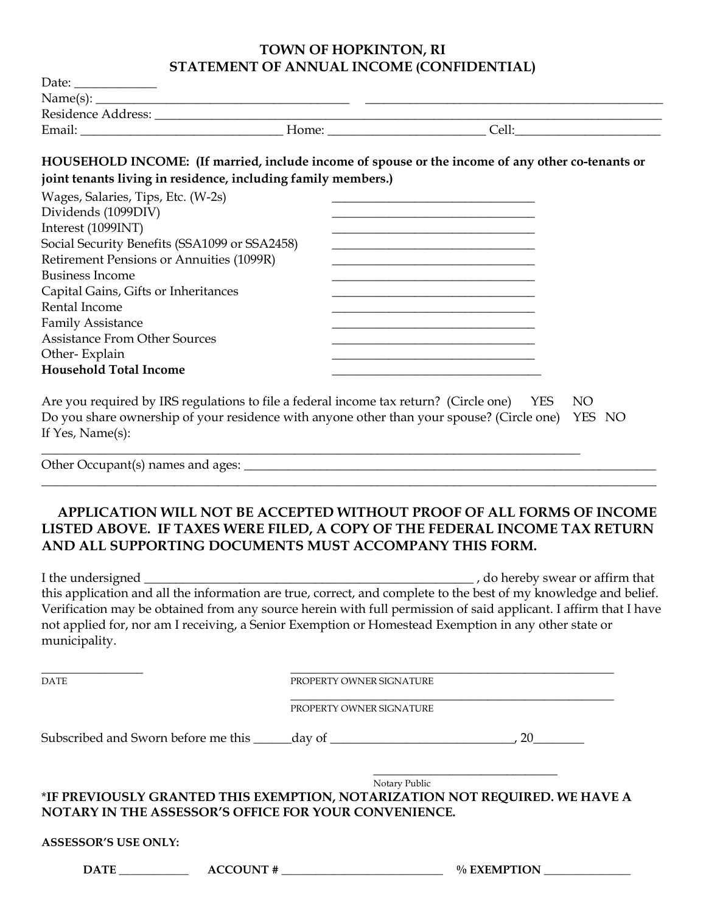# TOWN OF HOPKINTON, RI
# STATEMENT OF ANNUAL INCOME (CONFIDENTIAL)

Date: _____________

Name(s): __________________________________________ ________________________________________________

Residence Address: ______________________________________________________________________________

Email: ________________________________ Home: _________________________ Cell:_______________________

**HOUSEHOLD INCOME: (If married, include income of spouse or the income of any other co-tenants or joint tenants living in residence, including family members.)**

| | |
|---|---|
| Wages, Salaries, Tips, Etc. (W-2s) | _________________________________ |
| Dividends (1099DIV) | _________________________________ |
| Interest (1099INT) | _________________________________ |
| Social Security Benefits (SSA1099 or SSA2458) | _________________________________ |
| Retirement Pensions or Annuities (1099R) | _________________________________ |
| Business Income | _________________________________ |
| Capital Gains, Gifts or Inheritances | _________________________________ |
| Rental Income | _________________________________ |
| Family Assistance | _________________________________ |
| Assistance From Other Sources | _________________________________ |
| Other- Explain | _________________________________ |
| **Household Total Income** | _________________________________ |

Are you required by IRS regulations to file a federal income tax return? (Circle one) YES NO

Do you share ownership of your residence with anyone other than your spouse? (Circle one) YES NO

If Yes, Name(s):

_____________________________________________________________________________________________

Other Occupant(s) names and ages: _____________________________________________________________________

_____________________________________________________________________________________________

**APPLICATION WILL NOT BE ACCEPTED WITHOUT PROOF OF ALL FORMS OF INCOME LISTED ABOVE. IF TAXES WERE FILED, A COPY OF THE FEDERAL INCOME TAX RETURN AND ALL SUPPORTING DOCUMENTS MUST ACCOMPANY THIS FORM.**

I the undersigned _____________________________________________________ , do hereby swear or affirm that this application and all the information are true, correct, and complete to the best of my knowledge and belief. Verification may be obtained from any source herein with full permission of said applicant. I affirm that I have not applied for, nor am I receiving, a Senior Exemption or Homestead Exemption in any other state or municipality.

________________ ______________________________________________________

DATE PROPERTY OWNER SIGNATURE

______________________________________________________

PROPERTY OWNER SIGNATURE

Subscribed and Sworn before me this ______day of ______________________________, 20________

______________________________

Notary Public

**\*IF PREVIOUSLY GRANTED THIS EXEMPTION, NOTARIZATION NOT REQUIRED. WE HAVE A NOTARY IN THE ASSESSOR'S OFFICE FOR YOUR CONVENIENCE.**

**ASSESSOR'S USE ONLY:**

**DATE** ____________ **ACCOUNT #** ____________________________ **% EXEMPTION** _______________